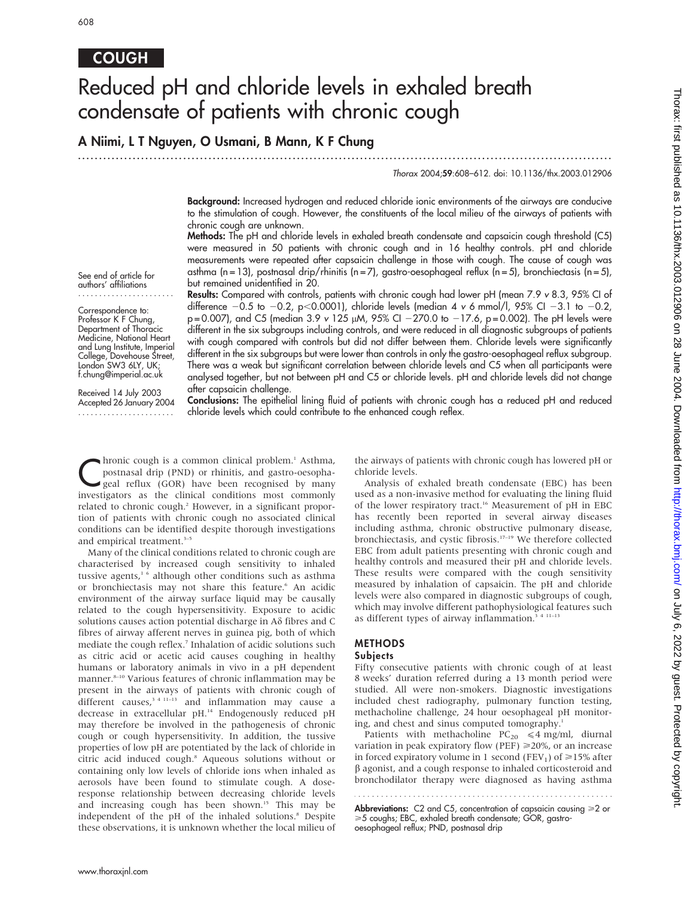COUGH

# Reduced pH and chloride levels in exhaled breath condensate of patients with chronic cough

**A Niimi, L T Nguyen, O Usmani, B Mann, K F Chung**

See end of article for authors' affiliations

Correspondence to: Professor K F Chung, Department of Thoracic Medicine, National Heart and Lung Institute, Imperial College, Dovehouse Street, London SW3 6LY, UK; f.chung@imperial.ac.uk

Received 14 July 2003
Accepted 26 January 2004

**Background:** Increased hydrogen and reduced chloride ionic environments of the airways are conducive to the stimulation of cough. However, the constituents of the local milieu of the airways of patients with chronic cough are unknown.

**Methods:** The pH and chloride levels in exhaled breath condensate and capsaicin cough threshold (C5) were measured in 50 patients with chronic cough and in 16 healthy controls. pH and chloride measurements were repeated after capsaicin challenge in those with cough. The cause of cough was asthma (n = 13), postnasal drip/rhinitis (n = 7), gastro-oesophageal reflux (n = 5), bronchiectasis (n = 5), but remained unidentified in 20.

**Results:** Compared with controls, patients with chronic cough had lower pH (mean 7.9 *v* 8.3, 95% CI of difference −0.5 to −0.2, p<0.0001), chloride levels (median 4 *v* 6 mmol/l, 95% CI −3.1 to −0.2, p = 0.007), and C5 (median 3.9 *v* 125 μM, 95% CI −270.0 to −17.6, p = 0.002). The pH levels were different in the six subgroups including controls, and were reduced in all diagnostic subgroups of patients with cough compared with controls but did not differ between them. Chloride levels were significantly different in the six subgroups but were lower than controls in only the gastro-oesophageal reflux subgroup. There was a weak but significant correlation between chloride levels and C5 when all participants were analysed together, but not between pH and C5 or chloride levels. pH and chloride levels did not change after capsaicin challenge.

**Conclusions:** The epithelial lining fluid of patients with chronic cough has a reduced pH and reduced chloride levels which could contribute to the enhanced cough reflex.

Chronic cough is a common clinical problem.[1] Asthma, postnasal drip (PND) or rhinitis, and gastro-oesophageal reflux (GOR) have been recognised by many investigators as the clinical conditions most commonly related to chronic cough.[2] However, in a significant proportion of patients with chronic cough no associated clinical conditions can be identified despite thorough investigations and empirical treatment.[3–5]

Many of the clinical conditions related to chronic cough are characterised by increased cough sensitivity to inhaled tussive agents,[1 6] although other conditions such as asthma or bronchiectasis may not share this feature.[6] An acidic environment of the airway surface liquid may be causally related to the cough hypersensitivity. Exposure to acidic solutions causes action potential discharge in Aδ fibres and C fibres of airway afferent nerves in guinea pig, both of which mediate the cough reflex.[7] Inhalation of acidic solutions such as citric acid or acetic acid causes coughing in healthy humans or laboratory animals in vivo in a pH dependent manner.[8–10] Various features of chronic inflammation may be present in the airways of patients with chronic cough of different causes,[3 4 11–13] and inflammation may cause a decrease in extracellular pH.[14] Endogenously reduced pH may therefore be involved in the pathogenesis of chronic cough or cough hypersensitivity. In addition, the tussive properties of low pH are potentiated by the lack of chloride in citric acid induced cough.[8] Aqueous solutions without or containing only low levels of chloride ions when inhaled as aerosols have been found to stimulate cough. A dose-response relationship between decreasing chloride levels and increasing cough has been shown.[15] This may be independent of the pH of the inhaled solutions.[8] Despite these observations, it is unknown whether the local milieu of the airways of patients with chronic cough has lowered pH or chloride levels.

Analysis of exhaled breath condensate (EBC) has been used as a non-invasive method for evaluating the lining fluid of the lower respiratory tract.[16] Measurement of pH in EBC has recently been reported in several airway diseases including asthma, chronic obstructive pulmonary disease, bronchiectasis, and cystic fibrosis.[17–19] We therefore collected EBC from adult patients presenting with chronic cough and healthy controls and measured their pH and chloride levels. These results were compared with the cough sensitivity measured by inhalation of capsaicin. The pH and chloride levels were also compared in diagnostic subgroups of cough, which may involve different pathophysiological features such as different types of airway inflammation.[3 4 11–13]

## METHODS

### Subjects

Fifty consecutive patients with chronic cough of at least 8 weeks' duration referred during a 13 month period were studied. All were non-smokers. Diagnostic investigations included chest radiography, pulmonary function testing, methacholine challenge, 24 hour oesophageal pH monitoring, and chest and sinus computed tomography.[1]

Patients with methacholine $PC_{20}$ ≤4 mg/ml, diurnal variation in peak expiratory flow (PEF) ≥20%, or an increase in forced expiratory volume in 1 second ($FEV_1$) of ≥15% after β agonist, and a cough response to inhaled corticosteroid and bronchodilator therapy were diagnosed as having asthma

**Abbreviations:** C2 and C5, concentration of capsaicin causing ≥2 or ≥5 coughs; EBC, exhaled breath condensate; GOR, gastro-oesophageal reflux; PND, postnasal drip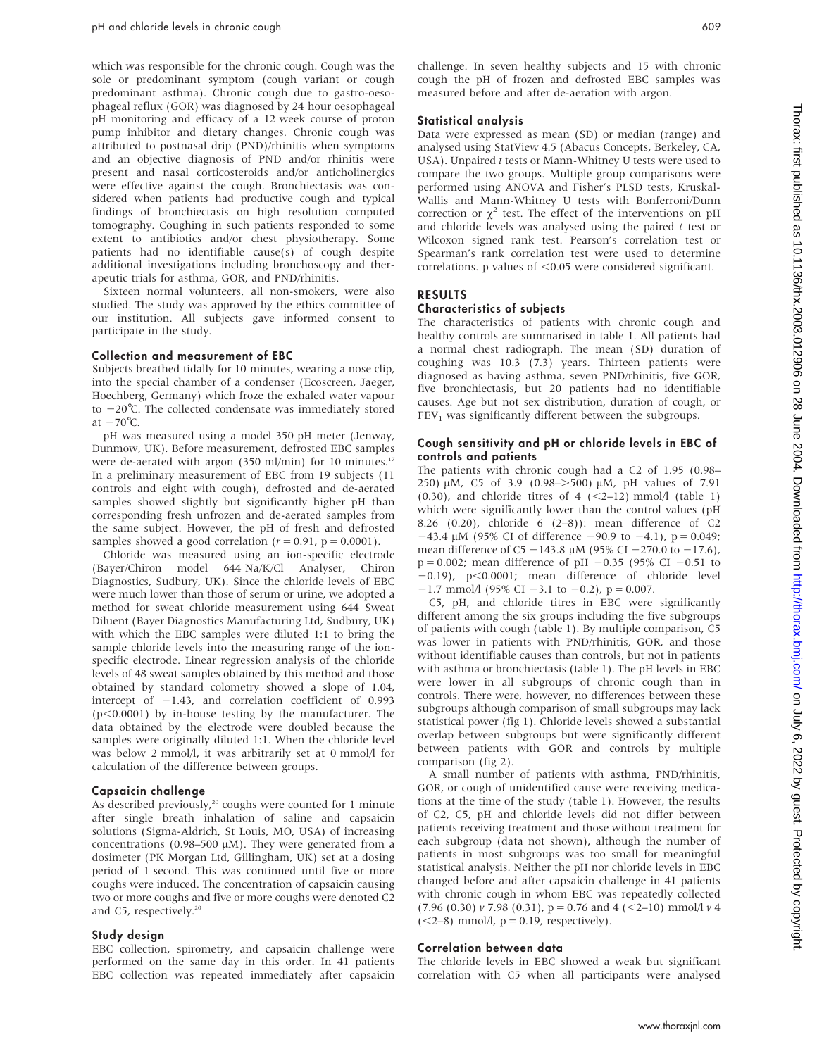which was responsible for the chronic cough. Cough was the sole or predominant symptom (cough variant or cough predominant asthma). Chronic cough due to gastro-oesophageal reflux (GOR) was diagnosed by 24 hour oesophageal pH monitoring and efficacy of a 12 week course of proton pump inhibitor and dietary changes. Chronic cough was attributed to postnasal drip (PND)/rhinitis when symptoms and an objective diagnosis of PND and/or rhinitis were present and nasal corticosteroids and/or anticholinergics were effective against the cough. Bronchiectasis was considered when patients had productive cough and typical findings of bronchiectasis on high resolution computed tomography. Coughing in such patients responded to some extent to antibiotics and/or chest physiotherapy. Some patients had no identifiable cause(s) of cough despite additional investigations including bronchoscopy and therapeutic trials for asthma, GOR, and PND/rhinitis.

Sixteen normal volunteers, all non-smokers, were also studied. The study was approved by the ethics committee of our institution. All subjects gave informed consent to participate in the study.

### Collection and measurement of EBC

Subjects breathed tidally for 10 minutes, wearing a nose clip, into the special chamber of a condenser (Ecoscreen, Jaeger, Hoechberg, Germany) which froze the exhaled water vapour to −20℃. The collected condensate was immediately stored at −70℃.

pH was measured using a model 350 pH meter (Jenway, Dunmow, UK). Before measurement, defrosted EBC samples were de-aerated with argon (350 ml/min) for 10 minutes.[17] In a preliminary measurement of EBC from 19 subjects (11 controls and eight with cough), defrosted and de-aerated samples showed slightly but significantly higher pH than corresponding fresh unfrozen and de-aerated samples from the same subject. However, the pH of fresh and defrosted samples showed a good correlation ($r = 0.91$, $p = 0.0001$).

Chloride was measured using an ion-specific electrode (Bayer/Chiron model 644 Na/K/Cl Analyser, Chiron Diagnostics, Sudbury, UK). Since the chloride levels of EBC were much lower than those of serum or urine, we adopted a method for sweat chloride measurement using 644 Sweat Diluent (Bayer Diagnostics Manufacturing Ltd, Sudbury, UK) with which the EBC samples were diluted 1:1 to bring the sample chloride levels into the measuring range of the ion-specific electrode. Linear regression analysis of the chloride levels of 48 sweat samples obtained by this method and those obtained by standard colometry showed a slope of 1.04, intercept of −1.43, and correlation coefficient of 0.993 ($p<0.0001$) by in-house testing by the manufacturer. The data obtained by the electrode were doubled because the samples were originally diluted 1:1. When the chloride level was below 2 mmol/l, it was arbitrarily set at 0 mmol/l for calculation of the difference between groups.

### Capsaicin challenge

As described previously,[20] coughs were counted for 1 minute after single breath inhalation of saline and capsaicin solutions (Sigma-Aldrich, St Louis, MO, USA) of increasing concentrations (0.98–500 μM). They were generated from a dosimeter (PK Morgan Ltd, Gillingham, UK) set at a dosing period of 1 second. This was continued until five or more coughs were induced. The concentration of capsaicin causing two or more coughs and five or more coughs were denoted C2 and C5, respectively.[20]

### Study design

EBC collection, spirometry, and capsaicin challenge were performed on the same day in this order. In 41 patients EBC collection was repeated immediately after capsaicin challenge. In seven healthy subjects and 15 with chronic cough the pH of frozen and defrosted EBC samples was measured before and after de-aeration with argon.

### Statistical analysis

Data were expressed as mean (SD) or median (range) and analysed using StatView 4.5 (Abacus Concepts, Berkeley, CA, USA). Unpaired *t* tests or Mann-Whitney U tests were used to compare the two groups. Multiple group comparisons were performed using ANOVA and Fisher's PLSD tests, Kruskal-Wallis and Mann-Whitney U tests with Bonferroni/Dunn correction or $\chi^2$ test. The effect of the interventions on pH and chloride levels was analysed using the paired *t* test or Wilcoxon signed rank test. Pearson's correlation test or Spearman's rank correlation test were used to determine correlations. p values of $<0.05$ were considered significant.

## RESULTS

### Characteristics of subjects

The characteristics of patients with chronic cough and healthy controls are summarised in table 1. All patients had a normal chest radiograph. The mean (SD) duration of coughing was 10.3 (7.3) years. Thirteen patients were diagnosed as having asthma, seven PND/rhinitis, five GOR, five bronchiectasis, but 20 patients had no identifiable causes. Age but not sex distribution, duration of cough, or $FEV_1$ was significantly different between the subgroups.

### Cough sensitivity and pH or chloride levels in EBC of controls and patients

The patients with chronic cough had a C2 of 1.95 (0.98–250) μM, C5 of 3.9 (0.98–>500) μM, pH values of 7.91 (0.30), and chloride titres of 4 (<2–12) mmol/l (table 1) which were significantly lower than the control values (pH 8.26 (0.20), chloride 6 (2–8)): mean difference of C2 −43.4 μM (95% CI of difference −90.9 to −4.1), $p = 0.049$; mean difference of C5 −143.8 μM (95% CI −270.0 to −17.6), $p = 0.002$; mean difference of pH −0.35 (95% CI −0.51 to −0.19), $p<0.0001$; mean difference of chloride level −1.7 mmol/l (95% CI −3.1 to −0.2), $p = 0.007$.

C5, pH, and chloride titres in EBC were significantly different among the six groups including the five subgroups of patients with cough (table 1). By multiple comparison, C5 was lower in patients with PND/rhinitis, GOR, and those without identifiable causes than controls, but not in patients with asthma or bronchiectasis (table 1). The pH levels in EBC were lower in all subgroups of chronic cough than in controls. There were, however, no differences between these subgroups although comparison of small subgroups may lack statistical power (fig 1). Chloride levels showed a substantial overlap between subgroups but were significantly different between patients with GOR and controls by multiple comparison (fig 2).

A small number of patients with asthma, PND/rhinitis, GOR, or cough of unidentified cause were receiving medications at the time of the study (table 1). However, the results of C2, C5, pH and chloride levels did not differ between patients receiving treatment and those without treatment for each subgroup (data not shown), although the number of patients in most subgroups was too small for meaningful statistical analysis. Neither the pH nor chloride levels in EBC changed before and after capsaicin challenge in 41 patients with chronic cough in whom EBC was repeatedly collected (7.96 (0.30) *v* 7.98 (0.31), $p = 0.76$ and 4 (<2–10) mmol/l *v* 4 (<2–8) mmol/l, $p = 0.19$, respectively).

### Correlation between data

The chloride levels in EBC showed a weak but significant correlation with C5 when all participants were analysed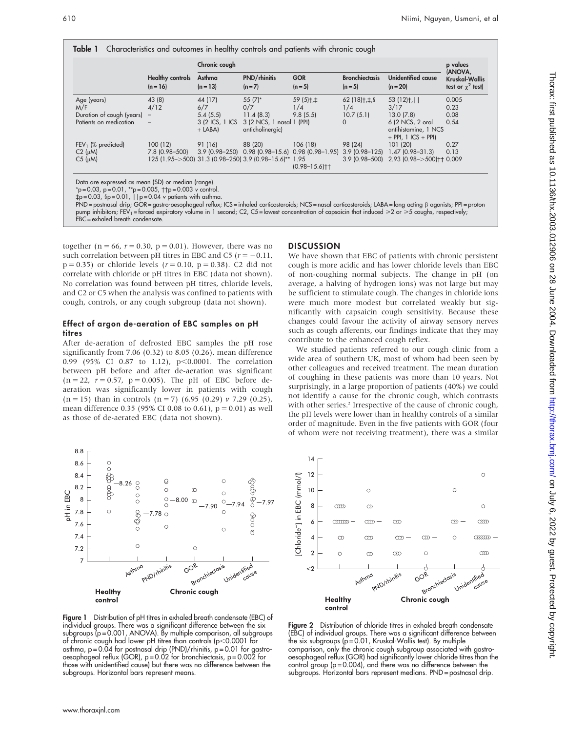**Table 1** Characteristics and outcomes in healthy controls and patients with chronic cough

| | Healthy controls (n = 16) | Chronic cough: Asthma (n = 13) | PND/rhinitis (n = 7) | GOR (n = 5) | Bronchiectasis (n = 5) | Unidentified cause (n = 20) | p values (ANOVA, Kruskal-Wallis test or $\chi^2$ test) |
|---|---|---|---|---|---|---|---|
| Age (years) | 43 (8) | 44 (17) | 55 (7)* | 59 (5)†,‡ | 62 (18)†,‡,§ | 53 (12)†,\|\| | 0.005 |
| M/F | 4/12 | 6/7 | 0/7 | 1/4 | 1/4 | 3/17 | 0.23 |
| Duration of cough (years) | – | 5.4 (5.5) | 11.4 (8.3) | 9.8 (5.5) | 10.7 (5.1) | 13.0 (7.8) | 0.08 |
| Patients on medication | – | 3 (2 ICS, 1 ICS + LABA) | 3 (2 NCS, 1 nasal anticholinergic) | 1 (PPI) | 0 | 6 (2 NCS, 2 oral antihistamine, 1 NCS + PPI, 1 ICS + PPI) | 0.54 |
| $FEV_1$ (% predicted) | 100 (12) | 91 (16) | 88 (20) | 106 (18) | 98 (24) | 101 (20) | 0.27 |
| C2 (μM) | 7.8 (0.98–500) | 3.9 (0.98–250) | 0.98 (0.98–15.6) | 0.98 (0.98–1.95) | 3.9 (0.98–125) | 1.47 (0.98–31.3) | 0.13 |
| C5 (μM) | 125 (1.95–>500) | 31.3 (0.98–250) | 3.9 (0.98–15.6)** | 1.95 (0.98–15.6)†† | 3.9 (0.98–500) | 2.93 (0.98–>500)†† | 0.009 |

Data are expressed as mean (SD) or median (range).
*p = 0.03, **p = 0.01, **p = 0.005, ††p = 0.003 *v* control.
‡p = 0.03, §p = 0.01, ||p = 0.04 *v* patients with asthma.
PND = postnasal drip; GOR = gastro-oesophageal reflux; ICS = inhaled corticosteroids; NCS = nasal corticosteroids; LABA = long acting β agonists; PPI = proton pump inhibitors; $FEV_1$ = forced expiratory volume in 1 second; C2, C5 = lowest concentration of capsaicin that induced ≥2 or ≥5 coughs, respectively; EBC = exhaled breath condensate.

together (n = 66, $r = 0.30$, p = 0.01). However, there was no such correlation between pH titres in EBC and C5 ($r = -0.11$, p = 0.35) or chloride levels ($r = 0.10$, p = 0.38). C2 did not correlate with chloride or pH titres in EBC (data not shown). No correlation was found between pH titres, chloride levels, and C2 or C5 when the analysis was confined to patients with cough, controls, or any cough subgroup (data not shown).

### Effect of argon de-aeration of EBC samples on pH titres

After de-aeration of defrosted EBC samples the pH rose significantly from 7.06 (0.32) to 8.05 (0.26), mean difference 0.99 (95% CI 0.87 to 1.12), $p<0.0001$. The correlation between pH before and after de-aeration was significant (n = 22, $r = 0.57$, p = 0.005). The pH of EBC before de-aeration was significantly lower in patients with cough (n = 15) than in controls (n = 7) (6.95 (0.29) *v* 7.29 (0.25), mean difference 0.35 (95% CI 0.08 to 0.61), p = 0.01) as well as those of de-aerated EBC (data not shown).

## DISCUSSION

We have shown that EBC of patients with chronic persistent cough is more acidic and has lower chloride levels than EBC of non-coughing normal subjects. The change in pH (on average, a halving of hydrogen ions) was not large but may be sufficient to stimulate cough. The changes in chloride ions were much more modest but correlated weakly but significantly with capsaicin cough sensitivity. Because these changes could favour the activity of airway sensory nerves such as cough afferents, our findings indicate that they may contribute to the enhanced cough reflex.

We studied patients referred to our cough clinic from a wide area of southern UK, most of whom had been seen by other colleagues and received treatment. The mean duration of coughing in these patients was more than 10 years. Not surprisingly, in a large proportion of patients (40%) we could not identify a cause for the chronic cough, which contrasts with other series.[2] Irrespective of the cause of chronic cough, the pH levels were lower than in healthy controls of a similar order of magnitude. Even in the five patients with GOR (four of whom were not receiving treatment), there was a similar

**Figure 1** Distribution of pH titres in exhaled breath condensate (EBC) of individual groups. There was a significant difference between the six subgroups (p = 0.001, ANOVA). By multiple comparison, all subgroups of chronic cough had lower pH titres than controls (p<0.0001 for asthma, p = 0.04 for postnasal drip (PND)/rhinitis, p = 0.01 for gastro-oesophageal reflux (GOR), p = 0.02 for bronchiectasis, p = 0.002 for those with unidentified cause) but there was no difference between the subgroups. Horizontal bars represent means.

**Figure 2** Distribution of chloride titres in exhaled breath condensate (EBC) of individual groups. There was a significant difference between the six subgroups (p = 0.01, Kruskal-Wallis test). By multiple comparison, only the chronic cough subgroup associated with gastro-oesophageal reflux (GOR) had significantly lower chloride titres than the control group (p = 0.004), and there was no difference between the subgroups. Horizontal bars represent medians. PND = postnasal drip.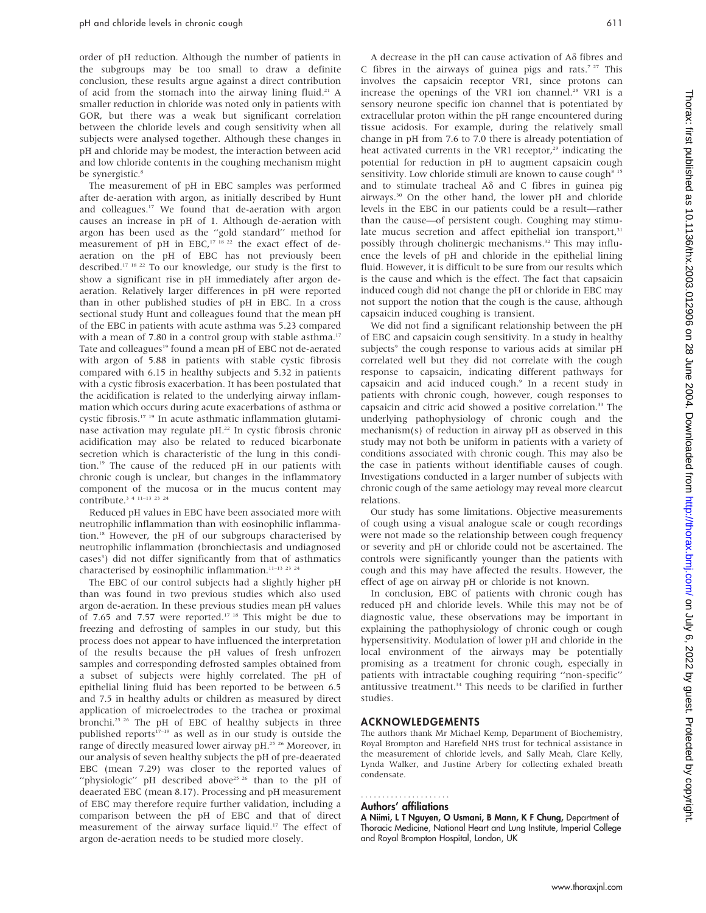order of pH reduction. Although the number of patients in the subgroups may be too small to draw a definite conclusion, these results argue against a direct contribution of acid from the stomach into the airway lining fluid.[21] A smaller reduction in chloride was noted only in patients with GOR, but there was a weak but significant correlation between the chloride levels and cough sensitivity when all subjects were analysed together. Although these changes in pH and chloride may be modest, the interaction between acid and low chloride contents in the coughing mechanism might be synergistic.[8]

The measurement of pH in EBC samples was performed after de-aeration with argon, as initially described by Hunt and colleagues.[17] We found that de-aeration with argon causes an increase in pH of 1. Although de-aeration with argon has been used as the "gold standard" method for measurement of pH in EBC,[17 18 22] the exact effect of de-aeration on the pH of EBC has not previously been described.[17 18 22] To our knowledge, our study is the first to show a significant rise in pH immediately after argon de-aeration. Relatively larger differences in pH were reported than in other published studies of pH in EBC. In a cross sectional study Hunt and colleagues found that the mean pH of the EBC in patients with acute asthma was 5.23 compared with a mean of 7.80 in a control group with stable asthma.[17] Tate and colleagues[19] found a mean pH of EBC not de-aerated with argon of 5.88 in patients with stable cystic fibrosis compared with 6.15 in healthy subjects and 5.32 in patients with a cystic fibrosis exacerbation. It has been postulated that the acidification is related to the underlying airway inflammation which occurs during acute exacerbations of asthma or cystic fibrosis.[17 19] In acute asthmatic inflammation glutaminase activation may regulate pH.[22] In cystic fibrosis chronic acidification may also be related to reduced bicarbonate secretion which is characteristic of the lung in this condition.[19] The cause of the reduced pH in our patients with chronic cough is unclear, but changes in the inflammatory component of the mucosa or in the mucus content may contribute.[3 4 11–13 23 24]

Reduced pH values in EBC have been associated more with neutrophilic inflammation than with eosinophilic inflammation.[18] However, the pH of our subgroups characterised by neutrophilic inflammation (bronchiectasis and undiagnosed cases[3]) did not differ significantly from that of asthmatics characterised by eosinophilic inflammation.[11–13 23 24]

The EBC of our control subjects had a slightly higher pH than was found in two previous studies which also used argon de-aeration. In these previous studies mean pH values of 7.65 and 7.57 were reported.[17 18] This might be due to freezing and defrosting of samples in our study, but this process does not appear to have influenced the interpretation of the results because the pH values of fresh unfrozen samples and corresponding defrosted samples obtained from a subset of subjects were highly correlated. The pH of epithelial lining fluid has been reported to be between 6.5 and 7.5 in healthy adults or children as measured by direct application of microelectrodes to the trachea or proximal bronchi.[25 26] The pH of EBC of healthy subjects in three published reports[17–19] as well as in our study is outside the range of directly measured lower airway pH.[25 26] Moreover, in our analysis of seven healthy subjects the pH of pre-deaerated EBC (mean 7.29) was closer to the reported values of "physiologic" pH described above[25 26] than to the pH of deaerated EBC (mean 8.17). Processing and pH measurement of EBC may therefore require further validation, including a comparison between the pH of EBC and that of direct measurement of the airway surface liquid.[17] The effect of argon de-aeration needs to be studied more closely.

A decrease in the pH can cause activation of Aδ fibres and C fibres in the airways of guinea pigs and rats.[7 27] This involves the capsaicin receptor VR1, since protons can increase the openings of the VR1 ion channel.[28] VR1 is a sensory neurone specific ion channel that is potentiated by extracellular proton within the pH range encountered during tissue acidosis. For example, during the relatively small change in pH from 7.6 to 7.0 there is already potentiation of heat activated currents in the VR1 receptor,[29] indicating the potential for reduction in pH to augment capsaicin cough sensitivity. Low chloride stimuli are known to cause cough[8 15] and to stimulate tracheal Aδ and C fibres in guinea pig airways.[30] On the other hand, the lower pH and chloride levels in the EBC in our patients could be a result—rather than the cause—of persistent cough. Coughing may stimulate mucus secretion and affect epithelial ion transport,[31] possibly through cholinergic mechanisms.[32] This may influence the levels of pH and chloride in the epithelial lining fluid. However, it is difficult to be sure from our results which is the cause and which is the effect. The fact that capsaicin induced cough did not change the pH or chloride in EBC may not support the notion that the cough is the cause, although capsaicin induced coughing is transient.

We did not find a significant relationship between the pH of EBC and capsaicin cough sensitivity. In a study in healthy subjects[9] the cough response to various acids at similar pH correlated well but they did not correlate with the cough response to capsaicin, indicating different pathways for capsaicin and acid induced cough.[9] In a recent study in patients with chronic cough, however, cough responses to capsaicin and citric acid showed a positive correlation.[33] The underlying pathophysiology of chronic cough and the mechanism(s) of reduction in airway pH as observed in this study may not both be uniform in patients with a variety of conditions associated with chronic cough. This may also be the case in patients without identifiable causes of cough. Investigations conducted in a larger number of subjects with chronic cough of the same aetiology may reveal more clearcut relations.

Our study has some limitations. Objective measurements of cough using a visual analogue scale or cough recordings were not made so the relationship between cough frequency or severity and pH or chloride could not be ascertained. The controls were significantly younger than the patients with cough and this may have affected the results. However, the effect of age on airway pH or chloride is not known.

In conclusion, EBC of patients with chronic cough has reduced pH and chloride levels. While this may not be of diagnostic value, these observations may be important in explaining the pathophysiology of chronic cough or cough hypersensitivity. Modulation of lower pH and chloride in the local environment of the airways may be potentially promising as a treatment for chronic cough, especially in patients with intractable coughing requiring "non-specific" antitussive treatment.[34] This needs to be clarified in further studies.

## ACKNOWLEDGEMENTS

The authors thank Mr Michael Kemp, Department of Biochemistry, Royal Brompton and Harefield NHS trust for technical assistance in the measurement of chloride levels, and Sally Meah, Clare Kelly, Lynda Walker, and Justine Arbery for collecting exhaled breath condensate.

### Authors' affiliations

**A Niimi, L T Nguyen, O Usmani, B Mann, K F Chung,** Department of Thoracic Medicine, National Heart and Lung Institute, Imperial College and Royal Brompton Hospital, London, UK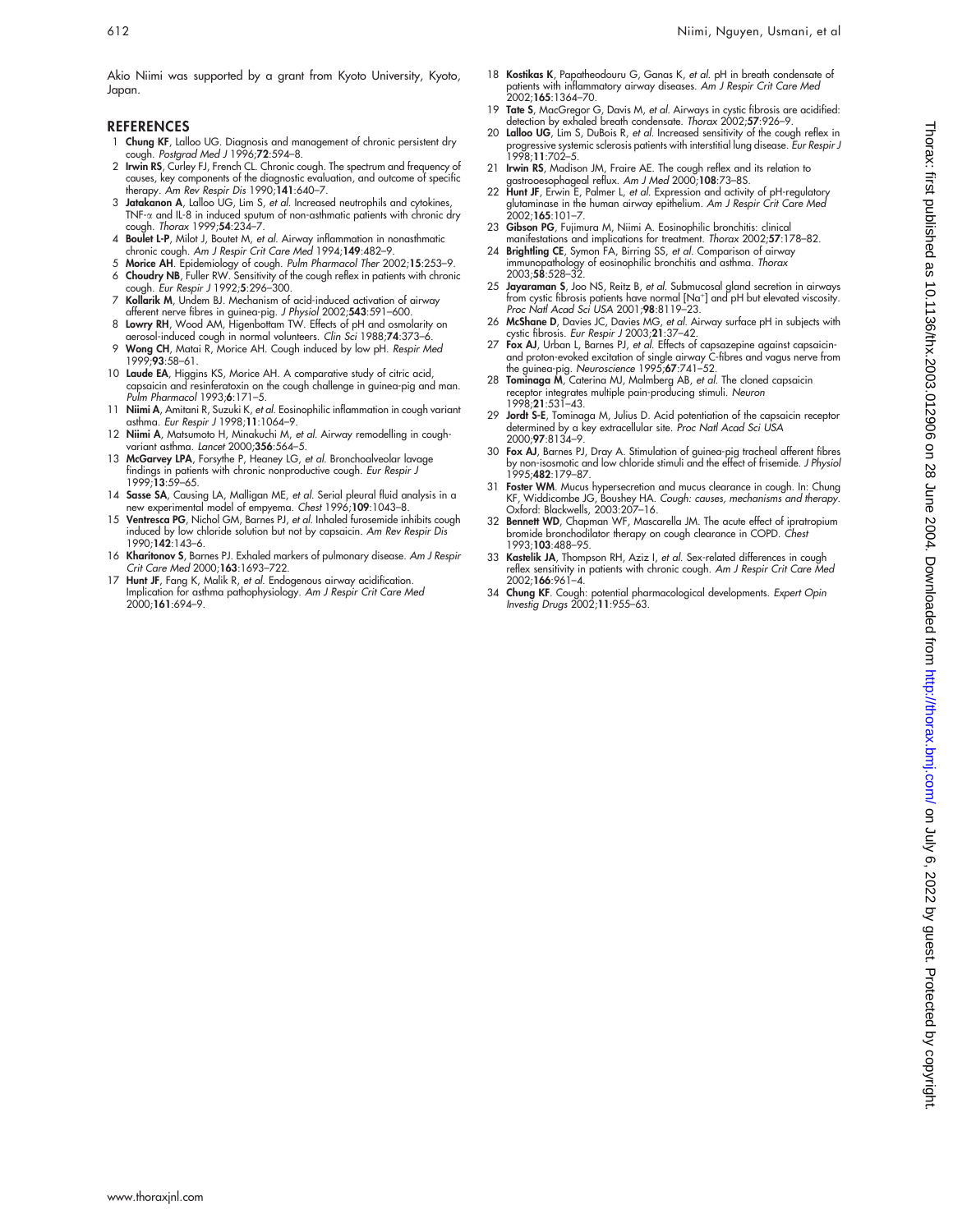Akio Niimi was supported by a grant from Kyoto University, Kyoto, Japan.

## REFERENCES

1. **Chung KF**, Lalloo UG. Diagnosis and management of chronic persistent dry cough. *Postgrad Med J* 1996;**72**:594–8.
2. **Irwin RS**, Curley FJ, French CL. Chronic cough. The spectrum and frequency of causes, key components of the diagnostic evaluation, and outcome of specific therapy. *Am Rev Respir Dis* 1990;**141**:640–7.
3. **Jatakanon A**, Lalloo UG, Lim S, *et al*. Increased neutrophils and cytokines, TNF-α and IL-8 in induced sputum of non-asthmatic patients with chronic dry cough. *Thorax* 1999;**54**:234–7.
4. **Boulet L-P**, Milot J, Boutet M, *et al*. Airway inflammation in nonasthmatic chronic cough. *Am J Respir Crit Care Med* 1994;**149**:482–9.
5. **Morice AH**. Epidemiology of cough. *Pulm Pharmacol Ther* 2002;**15**:253–9.
6. **Choudry NB**, Fuller RW. Sensitivity of the cough reflex in patients with chronic cough. *Eur Respir J* 1992;**5**:296–300.
7. **Kollarik M**, Undem BJ. Mechanism of acid-induced activation of airway afferent nerve fibres in guinea-pig. *J Physiol* 2002;**543**:591–600.
8. **Lowry RH**, Wood AM, Higenbottam TW. Effects of pH and osmolarity on aerosol-induced cough in normal volunteers. *Clin Sci* 1988;**74**:373–6.
9. **Wong CH**, Matai R, Morice AH. Cough induced by low pH. *Respir Med* 1999;**93**:58–61.
10. **Laude EA**, Higgins KS, Morice AH. A comparative study of citric acid, capsaicin and resinferatoxin on the cough challenge in guinea-pig and man. *Pulm Pharmacol* 1993;**6**:171–5.
11. **Niimi A**, Amitani R, Suzuki K, *et al*. Eosinophilic inflammation in cough variant asthma. *Eur Respir J* 1998;**11**:1064–9.
12. **Niimi A**, Matsumoto H, Minakuchi M, *et al*. Airway remodelling in cough-variant asthma. *Lancet* 2000;**356**:564–5.
13. **McGarvey LPA**, Forsythe P, Heaney LG, *et al*. Bronchoalveolar lavage findings in patients with chronic nonproductive cough. *Eur Respir J* 1999;**13**:59–65.
14. **Sasse SA**, Causing LA, Malligan ME, *et al*. Serial pleural fluid analysis in a new experimental model of empyema. *Chest* 1996;**109**:1043–8.
15. **Ventresca PG**, Nichol GM, Barnes PJ, *et al*. Inhaled furosemide inhibits cough induced by low chloride solution but not by capsaicin. *Am Rev Respir Dis* 1990;**142**:143–6.
16. **Kharitonov S**, Barnes PJ. Exhaled markers of pulmonary disease. *Am J Respir Crit Care Med* 2000;**163**:1693–722.
17. **Hunt JF**, Fang K, Malik R, *et al*. Endogenous airway acidification. Implication for asthma pathophysiology. *Am J Respir Crit Care Med* 2000;**161**:694–9.
18. **Kostikas K**, Papatheodouru G, Ganas K, *et al*. pH in breath condensate of patients with inflammatory airway diseases. *Am J Respir Crit Care Med* 2002;**165**:1364–70.
19. **Tate S**, MacGregor G, Davis M, *et al*. Airways in cystic fibrosis are acidified: detection by exhaled breath condensate. *Thorax* 2002;**57**:926–9.
20. **Lalloo UG**, Lim S, DuBois R, *et al*. Increased sensitivity of the cough reflex in progressive systemic sclerosis patients with interstitial lung disease. *Eur Respir J* 1998;**11**:702–5.
21. **Irwin RS**, Madison JM, Fraire AE. The cough reflex and its relation to gastrooesophageal reflux. *Am J Med* 2000;**108**:73–8S.
22. **Hunt JF**, Erwin E, Palmer L, *et al*. Expression and activity of pH-regulatory glutaminase in the human airway epithelium. *Am J Respir Crit Care Med* 2002;**165**:101–7.
23. **Gibson PG**, Fujimura M, Niimi A. Eosinophilic bronchitis: clinical manifestations and implications for treatment. *Thorax* 2002;**57**:178–82.
24. **Brightling CE**, Symon FA, Birring SS, *et al*. Comparison of airway immunopathology of eosinophilic bronchitis and asthma. *Thorax* 2003;**58**:528–32.
25. **Jayaraman S**, Joo NS, Reitz B, *et al*. Submucosal gland secretion in airways from cystic fibrosis patients have normal [$Na^+$] and pH but elevated viscosity. *Proc Natl Acad Sci USA* 2001;**98**:8119–23.
26. **McShane D**, Davies JC, Davies MG, *et al*. Airway surface pH in subjects with cystic fibrosis. *Eur Respir J* 2003;**21**:37–42.
27. **Fox AJ**, Urban L, Barnes PJ, *et al*. Effects of capsazepine against capsaicin- and proton-evoked excitation of single airway C-fibres and vagus nerve from the guinea-pig. *Neuroscience* 1995;**67**:741–52.
28. **Tominaga M**, Caterina MJ, Malmberg AB, *et al*. The cloned capsaicin receptor integrates multiple pain-producing stimuli. *Neuron* 1998;**21**:531–43.
29. **Jordt S-E**, Tominaga M, Julius D. Acid potentiation of the capsaicin receptor determined by a key extracellular site. *Proc Natl Acad Sci USA* 2000;**97**:8134–9.
30. **Fox AJ**, Barnes PJ, Dray A. Stimulation of guinea-pig tracheal afferent fibres by non-isosmotic and low chloride stimuli and the effect of frisemide. *J Physiol* 1995;**482**:179–87.
31. **Foster WM**. Mucus hypersecretion and mucus clearance in cough. In: Chung KF, Widdicombe JG, Boushey HA. *Cough: causes, mechanisms and therapy*. Oxford: Blackwells, 2003:207–16.
32. **Bennett WD**, Chapman WF, Mascarella JM. The acute effect of ipratropium bromide bronchodilator therapy on cough clearance in COPD. *Chest* 1993;**103**:488–95.
33. **Kastelik JA**, Thompson RH, Aziz I, *et al*. Sex-related differences in cough reflex sensitivity in patients with chronic cough. *Am J Respir Crit Care Med* 2002;**166**:961–4.
34. **Chung KF**. Cough: potential pharmacological developments. *Expert Opin Investig Drugs* 2002;**11**:955–63.